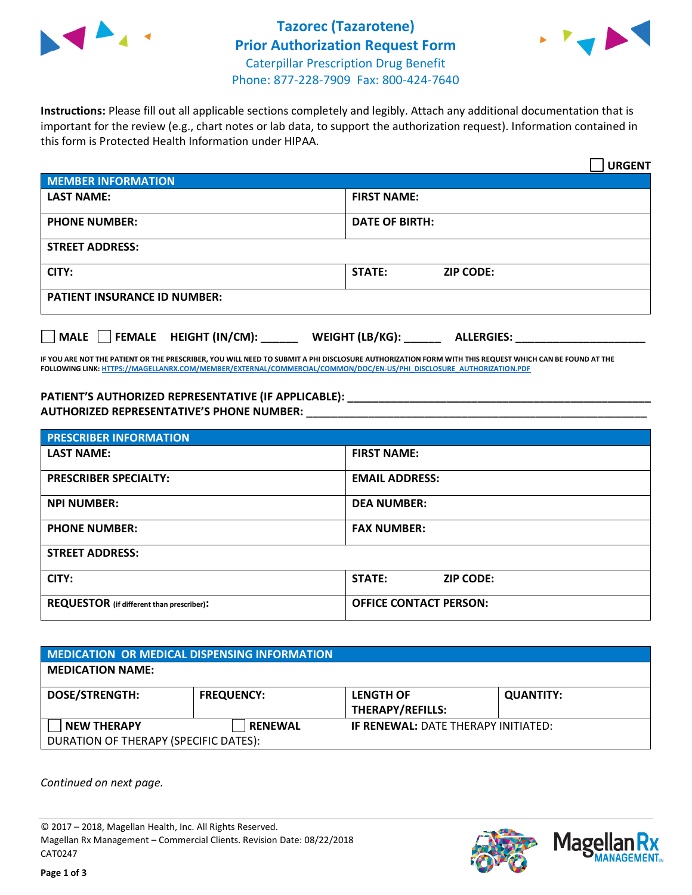# Tazorec (Tazarotene)
## Prior Authorization Request Form
Caterpillar Prescription Drug Benefit
Phone: 877-228-7909 Fax: 800-424-7640

**Instructions:** Please fill out all applicable sections completely and legibly. Attach any additional documentation that is important for the review (e.g., chart notes or lab data, to support the authorization request). Information contained in this form is Protected Health Information under HIPAA.

☐ **URGENT**

| MEMBER INFORMATION | |
|---|---|
| LAST NAME: | FIRST NAME: |
| PHONE NUMBER: | DATE OF BIRTH: |
| STREET ADDRESS: | |
| CITY: | STATE: ZIP CODE: |
| PATIENT INSURANCE ID NUMBER: | |

☐ **MALE** ☐ **FEMALE** **HEIGHT (IN/CM):** ______ **WEIGHT (LB/KG):** ______ **ALLERGIES:** ____________________

**IF YOU ARE NOT THE PATIENT OR THE PRESCRIBER, YOU WILL NEED TO SUBMIT A PHI DISCLOSURE AUTHORIZATION FORM WITH THIS REQUEST WHICH CAN BE FOUND AT THE FOLLOWING LINK: HTTPS://MAGELLANRX.COM/MEMBER/EXTERNAL/COMMERCIAL/COMMON/DOC/EN-US/PHI_DISCLOSURE_AUTHORIZATION.PDF**

**PATIENT'S AUTHORIZED REPRESENTATIVE (IF APPLICABLE):** ____________________________________________
**AUTHORIZED REPRESENTATIVE'S PHONE NUMBER:** ____________________________________________

| PRESCRIBER INFORMATION | |
|---|---|
| LAST NAME: | FIRST NAME: |
| PRESCRIBER SPECIALTY: | EMAIL ADDRESS: |
| NPI NUMBER: | DEA NUMBER: |
| PHONE NUMBER: | FAX NUMBER: |
| STREET ADDRESS: | |
| CITY: | STATE: ZIP CODE: |
| REQUESTOR (if different than prescriber): | OFFICE CONTACT PERSON: |

| MEDICATION OR MEDICAL DISPENSING INFORMATION | | | |
|---|---|---|---|
| MEDICATION NAME: | | | |
| DOSE/STRENGTH: | FREQUENCY: | LENGTH OF THERAPY/REFILLS: | QUANTITY: |
| ☐ NEW THERAPY | ☐ RENEWAL | IF RENEWAL: DATE THERAPY INITIATED: | |
| DURATION OF THERAPY (SPECIFIC DATES): | | | |

*Continued on next page.*

© 2017 – 2018, Magellan Health, Inc. All Rights Reserved.
Magellan Rx Management – Commercial Clients. Revision Date: 08/22/2018
CAT0247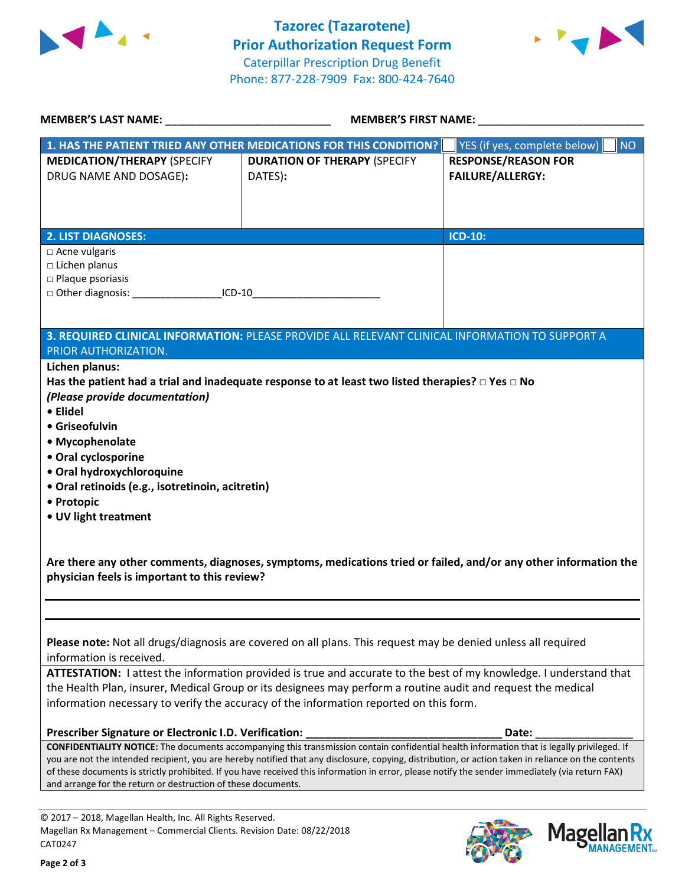# Tazorec (Tazarotene)
## Prior Authorization Request Form

Caterpillar Prescription Drug Benefit
Phone: 877-228-7909 Fax: 800-424-7640

**MEMBER'S LAST NAME:** ___________________________ **MEMBER'S FIRST NAME:** ___________________________

| 1. HAS THE PATIENT TRIED ANY OTHER MEDICATIONS FOR THIS CONDITION? | | ☐ YES (if yes, complete below) ☐ NO |
|---|---|---|
| **MEDICATION/THERAPY** (SPECIFY DRUG NAME AND DOSAGE): | **DURATION OF THERAPY** (SPECIFY DATES): | **RESPONSE/REASON FOR FAILURE/ALLERGY:** |
| | | |

| 2. LIST DIAGNOSES: | ICD-10: |
|---|---|
| □ Acne vulgaris<br>□ Lichen planus<br>□ Plaque psoriasis<br>□ Other diagnosis: ________________ICD-10________________________ | |

**3. REQUIRED CLINICAL INFORMATION:** PLEASE PROVIDE ALL RELEVANT CLINICAL INFORMATION TO SUPPORT A PRIOR AUTHORIZATION.

**Lichen planus:**

**Has the patient had a trial and inadequate response to at least two listed therapies? □ Yes □ No**
***(Please provide documentation)***

- **Elidel**
- **Griseofulvin**
- **Mycophenolate**
- **Oral cyclosporine**
- **Oral hydroxychloroquine**
- **Oral retinoids (e.g., isotretinoin, acitretin)**
- **Protopic**
- **UV light treatment**

**Are there any other comments, diagnoses, symptoms, medications tried or failed, and/or any other information the physician feels is important to this review?**

______________________________________________________________________________

______________________________________________________________________________

**Please note:** Not all drugs/diagnosis are covered on all plans. This request may be denied unless all required information is received.

**ATTESTATION:** I attest the information provided is true and accurate to the best of my knowledge. I understand that the Health Plan, insurer, Medical Group or its designees may perform a routine audit and request the medical information necessary to verify the accuracy of the information reported on this form.

**Prescriber Signature or Electronic I.D. Verification:** _________________________________ **Date:** ________________

**CONFIDENTIALITY NOTICE:** The documents accompanying this transmission contain confidential health information that is legally privileged. If you are not the intended recipient, you are hereby notified that any disclosure, copying, distribution, or action taken in reliance on the contents of these documents is strictly prohibited. If you have received this information in error, please notify the sender immediately (via return FAX) and arrange for the return or destruction of these documents.

© 2017 – 2018, Magellan Health, Inc. All Rights Reserved.
Magellan Rx Management – Commercial Clients. Revision Date: 08/22/2018
CAT0247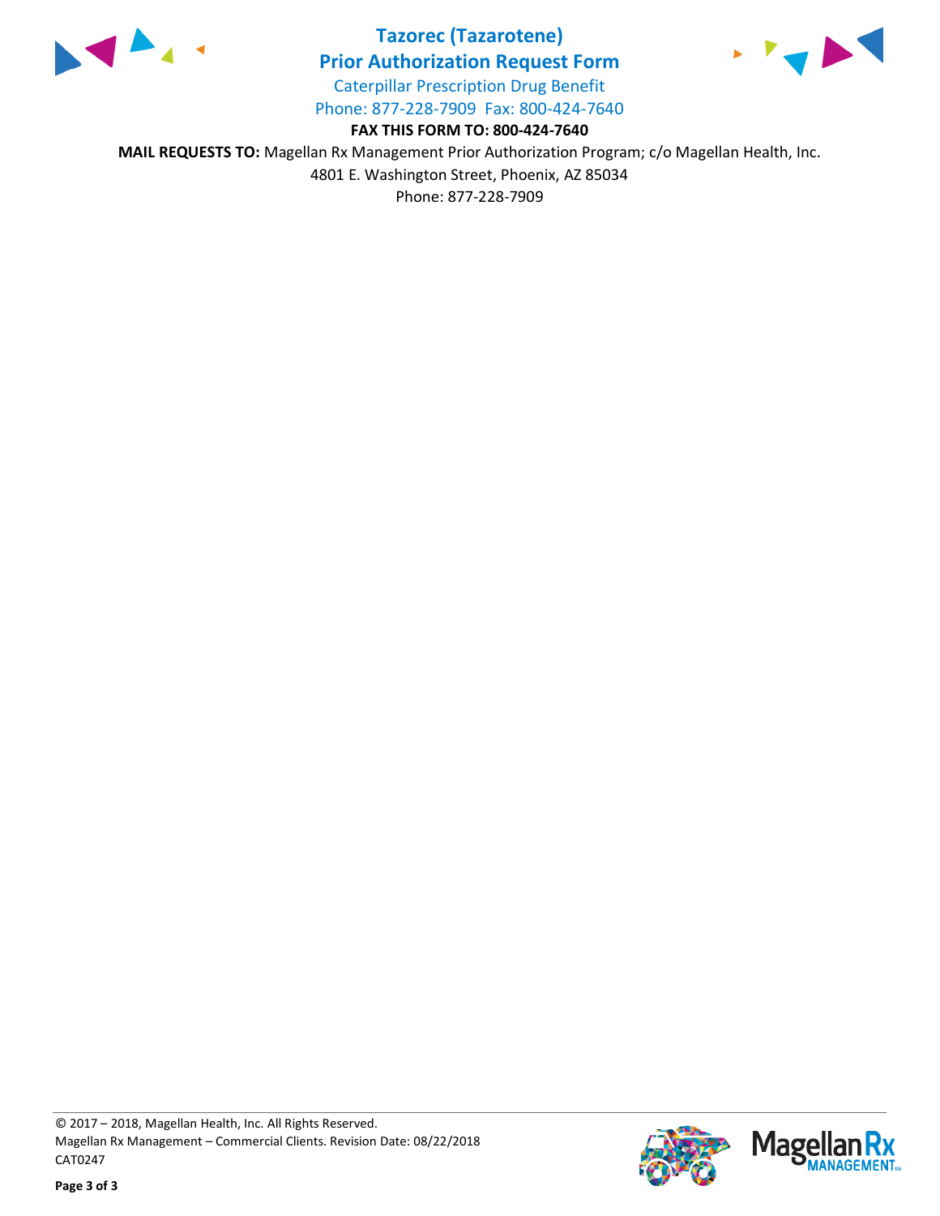# Tazorec (Tazarotene)
# Prior Authorization Request Form

Caterpillar Prescription Drug Benefit

Phone: 877-228-7909 Fax: 800-424-7640

**FAX THIS FORM TO: 800-424-7640**

**MAIL REQUESTS TO:** Magellan Rx Management Prior Authorization Program; c/o Magellan Health, Inc.

4801 E. Washington Street, Phoenix, AZ 85034

Phone: 877-228-7909

© 2017 – 2018, Magellan Health, Inc. All Rights Reserved.

Magellan Rx Management – Commercial Clients. Revision Date: 08/22/2018

CAT0247